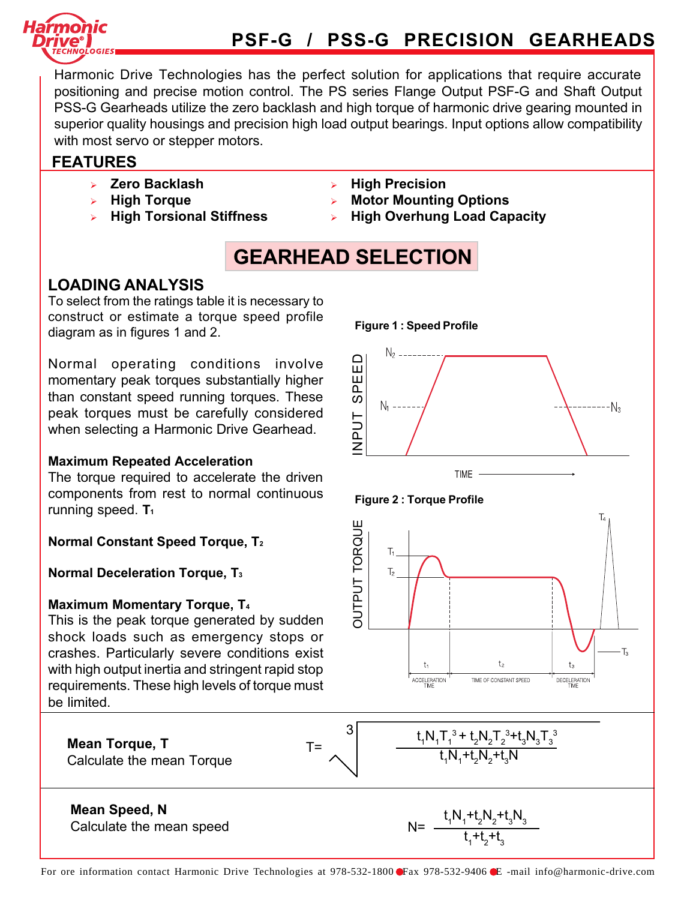# PSF-G / PSS-G PRECISION GEARHEADS

Harmonic Drive Technologies has the perfect solution for applications that require accurate positioning and precise motion control. The PS series Flange Output PSF-G and Shaft Output PSS-G Gearheads utilize the zero backlash and high torque of harmonic drive gearing mounted in superior quality housings and precision high load output bearings. Input options allow compatibility with most servo or stepper motors.

## FEATURES

- **Zero Backlash**
- **High Torque**
- **High Torsional Stiffness**
- **High Precision**
- **Motor Mounting Options**
- **High Overhung Load Capacity**

## GEARHEAD SELECTION

### LOADING ANALYSIS

To select from the ratings table it is necessary to construct or estimate a torque speed profile diagram as in figures 1 and 2.

Normal operating conditions involve momentary peak torques substantially higher than constant speed running torques. These peak torques must be carefully considered when selecting a Harmonic Drive Gearhead.

**Maximum Repeated Acceleration**
The torque required to accelerate the driven components from rest to normal continuous running speed. $T_1$

**Normal Constant Speed Torque, $T_2$**

**Normal Deceleration Torque, $T_3$**

**Maximum Momentary Torque, $T_4$**
This is the peak torque generated by sudden shock loads such as emergency stops or crashes. Particularly severe conditions exist with high output inertia and stringent rapid stop requirements. These high levels of torque must be limited.

**Figure 1 : Speed Profile**

**Figure 2 : Torque Profile**

**Mean Torque, T**
Calculate the mean Torque

$$T = \sqrt[3]{\frac{t_1N_1T_1^3 + t_2N_2T_2^3 + t_3N_3T_3^3}{t_1N_1 + t_2N_2 + t_3N}}$$

**Mean Speed, N**
Calculate the mean speed

$$N = \frac{t_1N_1 + t_2N_2 + t_3N_3}{t_1 + t_2 + t_3}$$

For ore information contact Harmonic Drive Technologies at 978-532-1800 ● Fax 978-532-9406 ● E -mail info@harmonic-drive.com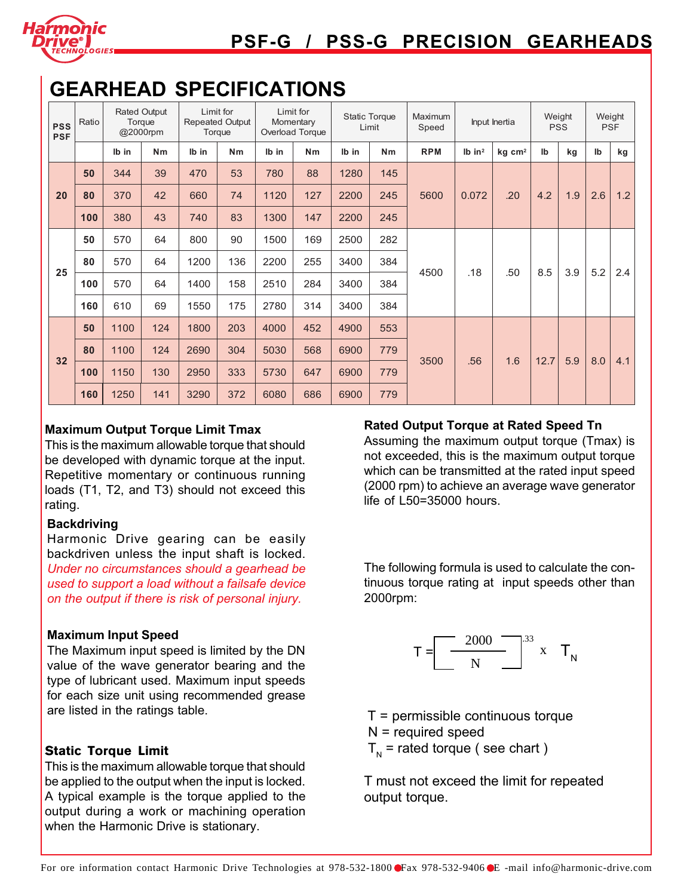# GEARHEAD SPECIFICATIONS

| PSS PSF | Ratio | Rated Output Torque @2000rpm | | Limit for Repeated Output Torque | | Limit for Momentary Overload Torque | | Static Torque Limit | | Maximum Speed | Input Inertia | | Weight PSS | | Weight PSF | |
|---|---|---|---|---|---|---|---|---|---|---|---|---|---|---|---|---|
| | | lb in | Nm | lb in | Nm | lb in | Nm | lb in | Nm | RPM | lb in² | kg cm² | lb | kg | lb | kg |
| 20 | 50 | 344 | 39 | 470 | 53 | 780 | 88 | 1280 | 145 | 5600 | 0.072 | .20 | 4.2 | 1.9 | 2.6 | 1.2 |
| | 80 | 370 | 42 | 660 | 74 | 1120 | 127 | 2200 | 245 | | | | | | | |
| | 100 | 380 | 43 | 740 | 83 | 1300 | 147 | 2200 | 245 | | | | | | | |
| 25 | 50 | 570 | 64 | 800 | 90 | 1500 | 169 | 2500 | 282 | 4500 | .18 | .50 | 8.5 | 3.9 | 5.2 | 2.4 |
| | 80 | 570 | 64 | 1200 | 136 | 2200 | 255 | 3400 | 384 | | | | | | | |
| | 100 | 570 | 64 | 1400 | 158 | 2510 | 284 | 3400 | 384 | | | | | | | |
| | 160 | 610 | 69 | 1550 | 175 | 2780 | 314 | 3400 | 384 | | | | | | | |
| 32 | 50 | 1100 | 124 | 1800 | 203 | 4000 | 452 | 4900 | 553 | 3500 | .56 | 1.6 | 12.7 | 5.9 | 8.0 | 4.1 |
| | 80 | 1100 | 124 | 2690 | 304 | 5030 | 568 | 6900 | 779 | | | | | | | |
| | 100 | 1150 | 130 | 2950 | 333 | 5730 | 647 | 6900 | 779 | | | | | | | |
| | 160 | 1250 | 141 | 3290 | 372 | 6080 | 686 | 6900 | 779 | | | | | | | |

### Maximum Output Torque Limit Tmax

This is the maximum allowable torque that should be developed with dynamic torque at the input. Repetitive momentary or continuous running loads (T1, T2, and T3) should not exceed this rating.

### Backdriving

Harmonic Drive gearing can be easily backdriven unless the input shaft is locked. *Under no circumstances should a gearhead be used to support a load without a failsafe device on the output if there is risk of personal injury.*

### Maximum Input Speed

The Maximum input speed is limited by the DN value of the wave generator bearing and the type of lubricant used. Maximum input speeds for each size unit using recommended grease are listed in the ratings table.

### Static Torque Limit

This is the maximum allowable torque that should be applied to the output when the input is locked. A typical example is the torque applied to the output during a work or machining operation when the Harmonic Drive is stationary.

### Rated Output Torque at Rated Speed Tn

Assuming the maximum output torque (Tmax) is not exceeded, this is the maximum output torque which can be transmitted at the rated input speed (2000 rpm) to achieve an average wave generator life of L50=35000 hours.

The following formula is used to calculate the continuous torque rating at input speeds other than 2000rpm:

$$T = \left[\frac{2000}{N}\right]^{.33} \times T_N$$

T = permissible continuous torque
N = required speed
$T_N$ = rated torque ( see chart )

T must not exceed the limit for repeated output torque.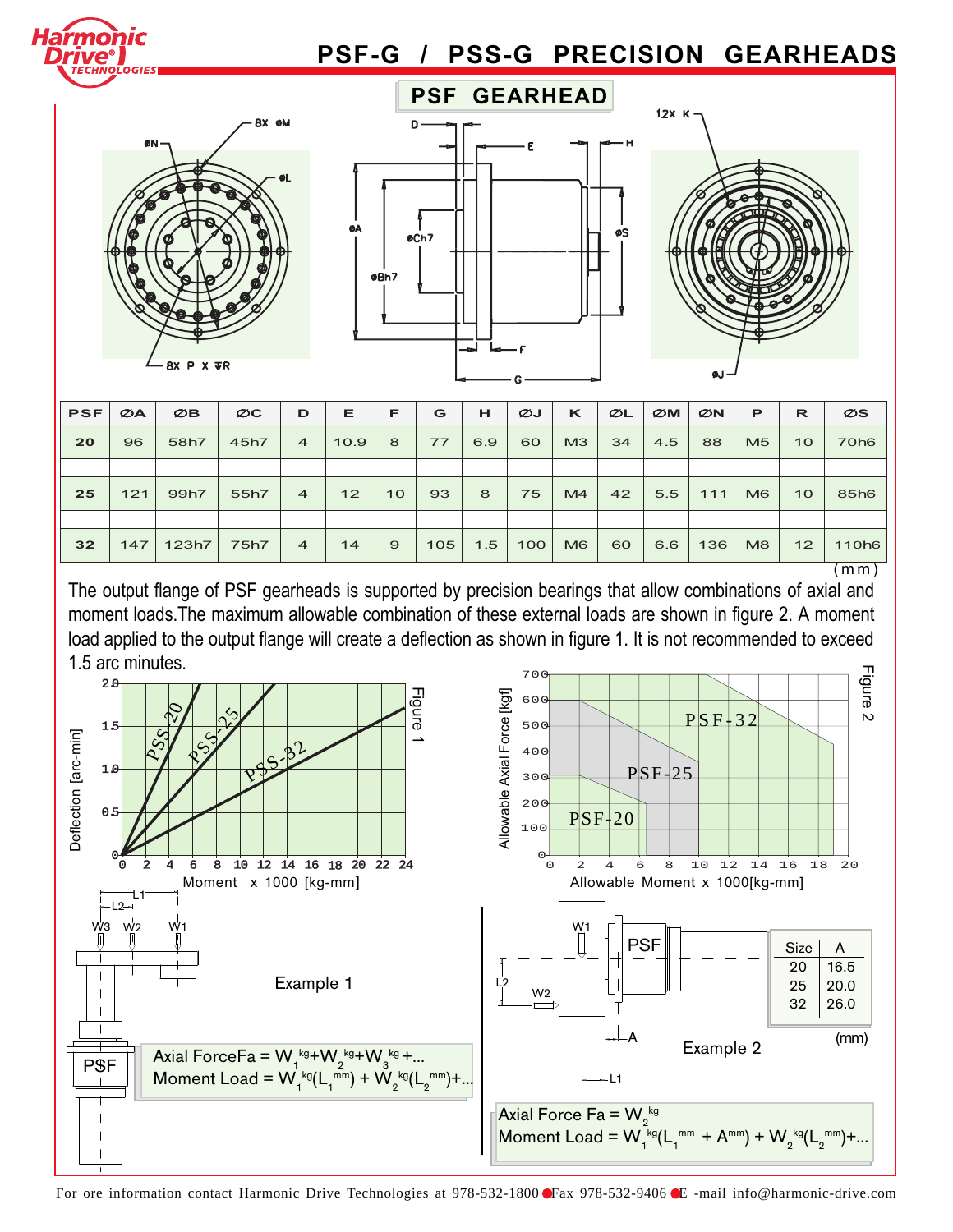# PSF-G / PSS-G PRECISION GEARHEADS

## PSF GEARHEAD

| PSF | ØA | ØB | ØC | D | E | F | G | H | ØJ | K | ØL | ØM | ØN | P | R | ØS |
|---|---|---|---|---|---|---|---|---|---|---|---|---|---|---|---|---|
| 20 | 96 | 58h7 | 45h7 | 4 | 10.9 | 8 | 77 | 6.9 | 60 | M3 | 34 | 4.5 | 88 | M5 | 10 | 70h6 |
| 25 | 121 | 99h7 | 55h7 | 4 | 12 | 10 | 93 | 8 | 75 | M4 | 42 | 5.5 | 111 | M6 | 10 | 85h6 |
| 32 | 147 | 123h7 | 75h7 | 4 | 14 | 9 | 105 | 1.5 | 100 | M6 | 60 | 6.6 | 136 | M8 | 12 | 110h6 |

(mm)

The output flange of PSF gearheads is supported by precision bearings that allow combinations of axial and moment loads. The maximum allowable combination of these external loads are shown in figure 2. A moment load applied to the output flange will create a deflection as shown in figure 1. It is not recommended to exceed 1.5 arc minutes.

Figure 1 — Deflection [arc-min] vs. Moment x 1000 [kg-mm] (PSS-20, PSS-25, PSS-32)

Figure 2 — Allowable Axial Force [kgf] vs. Allowable Moment x 1000[kg-mm] (PSF-20, PSF-25, PSF-32)

Example 1

Axial Force $F_a = W_1^{kg} + W_2^{kg} + W_3^{kg} + \ldots$

Moment Load $= W_1^{kg}(L_1^{mm}) + W_2^{kg}(L_2^{mm}) + \ldots$

Example 2

| Size | A |
|---|---|
| 20 | 16.5 |
| 25 | 20.0 |
| 32 | 26.0 |

(mm)

Axial Force $F_a = W_2^{kg}$

Moment Load $= W_1^{kg}(L_1^{mm} + A^{mm}) + W_2^{kg}(L_2^{mm}) + \ldots$

For ore information contact Harmonic Drive Technologies at 978-532-1800 ● Fax 978-532-9406 ● E -mail info@harmonic-drive.com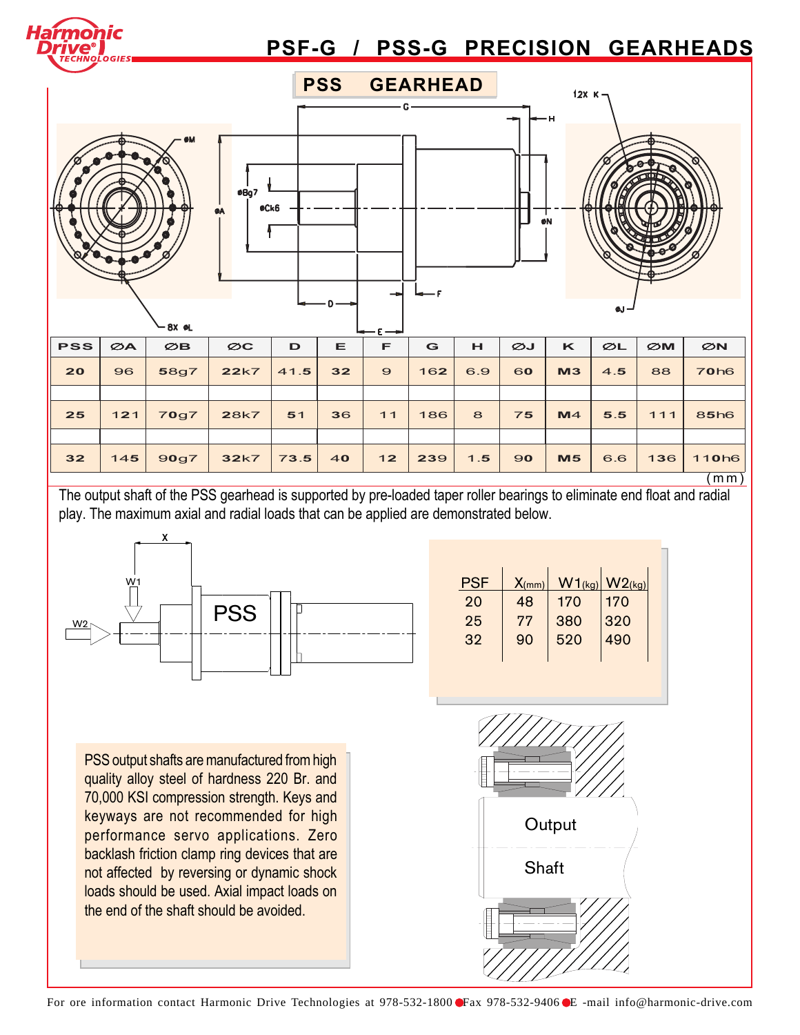# PSF-G / PSS-G PRECISION GEARHEADS

## PSS GEARHEAD

| PSS | ØA | ØB | ØC | D | E | F | G | H | ØJ | K | ØL | ØM | ØN |
|---|---|---|---|---|---|---|---|---|---|---|---|---|---|
| 20 | 96 | 58g7 | 22k7 | 41.5 | 32 | 9 | 162 | 6.9 | 60 | M3 | 4.5 | 88 | 70h6 |
| 25 | 121 | 70g7 | 28k7 | 51 | 36 | 11 | 186 | 8 | 75 | M4 | 5.5 | 111 | 85h6 |
| 32 | 145 | 90g7 | 32k7 | 73.5 | 40 | 12 | 239 | 1.5 | 90 | M5 | 6.6 | 136 | 110h6 |

(mm)

The output shaft of the PSS gearhead is supported by pre-loaded taper roller bearings to eliminate end float and radial play. The maximum axial and radial loads that can be applied are demonstrated below.

| PSF | X(mm) | W1(kg) | W2(kg) |
|---|---|---|---|
| 20 | 48 | 170 | 170 |
| 25 | 77 | 380 | 320 |
| 32 | 90 | 520 | 490 |

PSS output shafts are manufactured from high quality alloy steel of hardness 220 Br. and 70,000 KSI compression strength. Keys and keyways are not recommended for high performance servo applications. Zero backlash friction clamp ring devices that are not affected by reversing or dynamic shock loads should be used. Axial impact loads on the end of the shaft should be avoided.

Output Shaft

For ore information contact Harmonic Drive Technologies at 978-532-1800 ● Fax 978-532-9406 ● E -mail info@harmonic-drive.com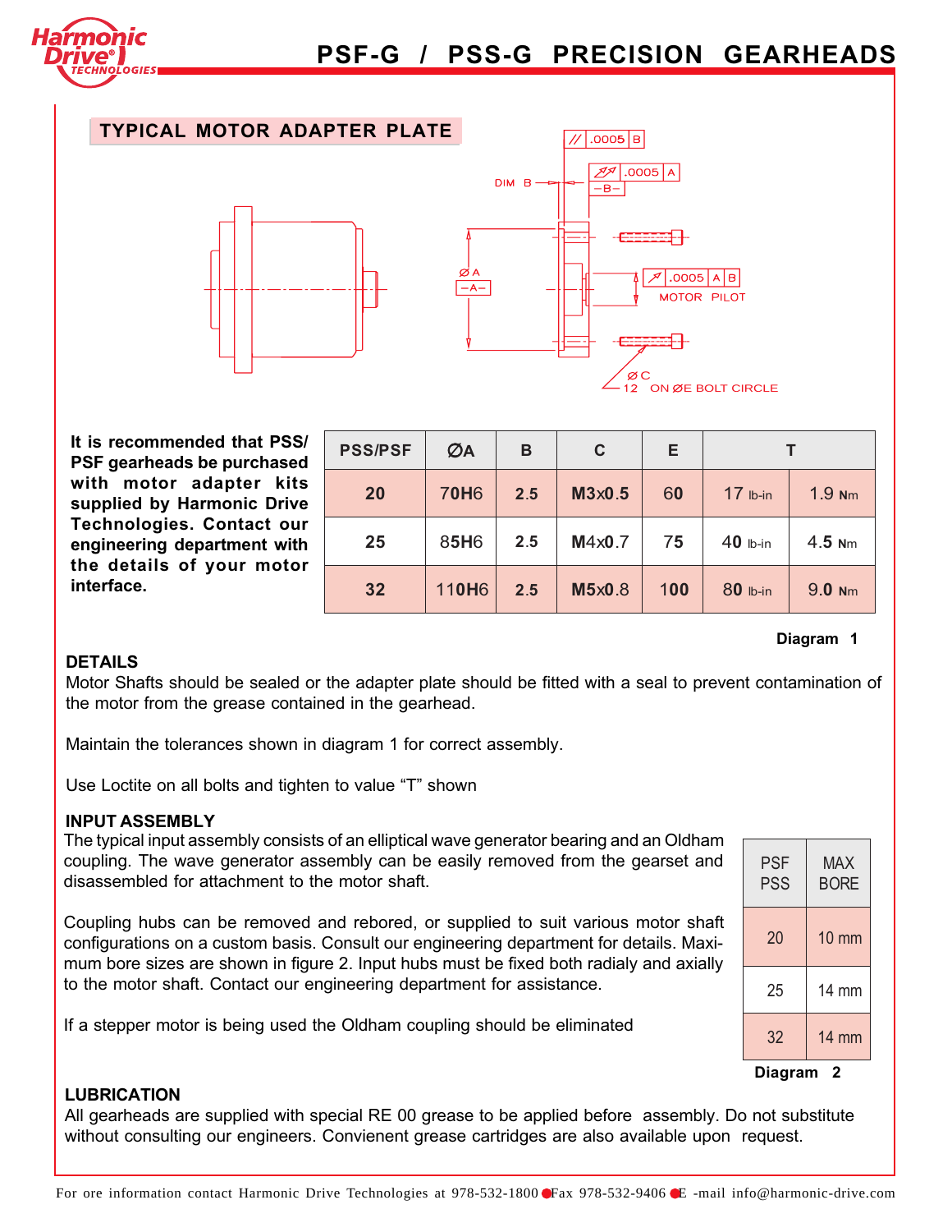## TYPICAL MOTOR ADAPTER PLATE

DIM B

// .0005 B

.0005 A

–B–

ØA

–A–

.0005 A B

MOTOR PILOT

ØC
12 ON ØE BOLT CIRCLE

**It is recommended that PSS/PSF gearheads be purchased with motor adapter kits supplied by Harmonic Drive Technologies. Contact our engineering department with the details of your motor interface.**

| PSS/PSF | ØA | B | C | E | T | |
|---|---|---|---|---|---|---|
| 20 | 70H6 | 2.5 | M3x0.5 | 60 | 17 lb-in | 1.9 Nm |
| 25 | 85H6 | 2.5 | M4x0.7 | 75 | 40 lb-in | 4.5 Nm |
| 32 | 110H6 | 2.5 | M5x0.8 | 100 | 80 lb-in | 9.0 Nm |

**Diagram 1**

### DETAILS

Motor Shafts should be sealed or the adapter plate should be fitted with a seal to prevent contamination of the motor from the grease contained in the gearhead.

Maintain the tolerances shown in diagram 1 for correct assembly.

Use Loctite on all bolts and tighten to value "T" shown

### INPUT ASSEMBLY

The typical input assembly consists of an elliptical wave generator bearing and an Oldham coupling. The wave generator assembly can be easily removed from the gearset and disassembled for attachment to the motor shaft.

Coupling hubs can be removed and rebored, or supplied to suit various motor shaft configurations on a custom basis. Consult our engineering department for details. Maximum bore sizes are shown in figure 2. Input hubs must be fixed both radialy and axially to the motor shaft. Contact our engineering department for assistance.

If a stepper motor is being used the Oldham coupling should be eliminated

| PSF PSS | MAX BORE |
|---|---|
| 20 | 10 mm |
| 25 | 14 mm |
| 32 | 14 mm |

**Diagram 2**

### LUBRICATION

All gearheads are supplied with special RE 00 grease to be applied before assembly. Do not substitute without consulting our engineers. Convienent grease cartridges are also available upon request.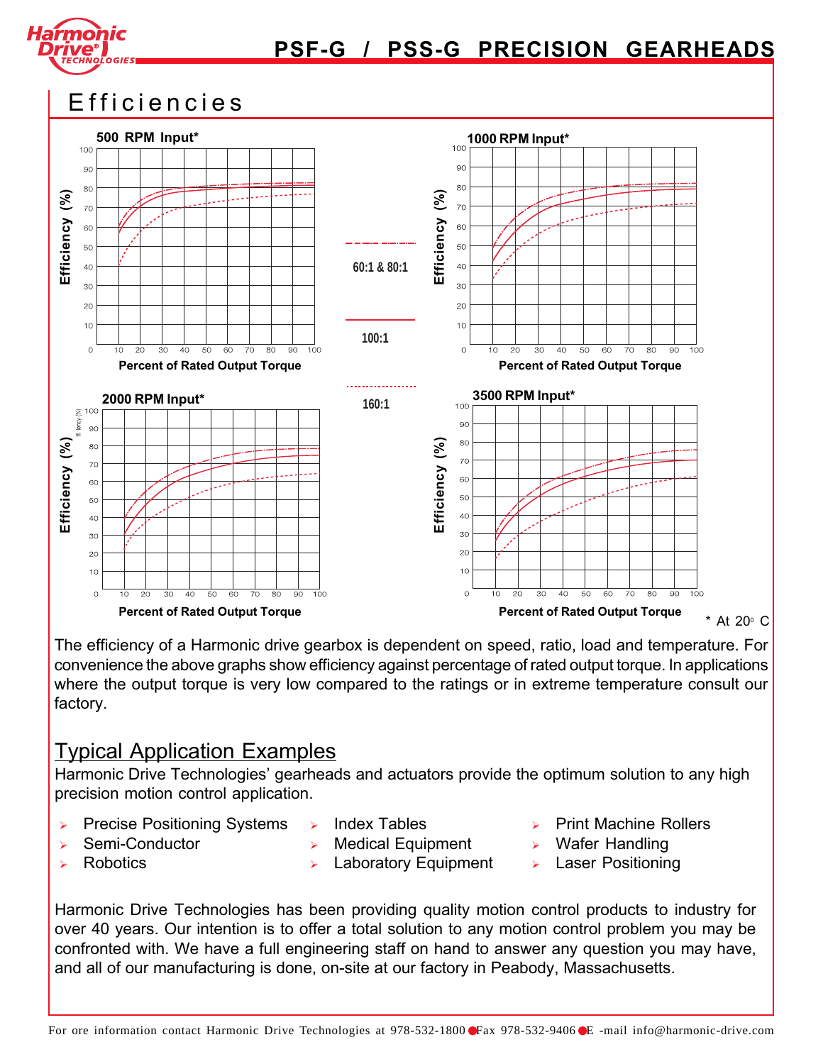# Efficiencies

500 RPM Input*

Efficiency (%)

Percent of Rated Output Torque

1000 RPM Input*

Efficiency (%)

Percent of Rated Output Torque

60:1 & 80:1

100:1

160:1

2000 RPM Input*

Efficiency (%)

Percent of Rated Output Torque

3500 RPM Input*

Efficiency (%)

Percent of Rated Output Torque

* At 20° C

The efficiency of a Harmonic drive gearbox is dependent on speed, ratio, load and temperature. For convenience the above graphs show efficiency against percentage of rated output torque. In applications where the output torque is very low compared to the ratings or in extreme temperature consult our factory.

## Typical Application Examples

Harmonic Drive Technologies' gearheads and actuators provide the optimum solution to any high precision motion control application.

- Precise Positioning Systems
- Semi-Conductor
- Robotics
- Index Tables
- Medical Equipment
- Laboratory Equipment
- Print Machine Rollers
- Wafer Handling
- Laser Positioning

Harmonic Drive Technologies has been providing quality motion control products to industry for over 40 years. Our intention is to offer a total solution to any motion control problem you may be confronted with. We have a full engineering staff on hand to answer any question you may have, and all of our manufacturing is done, on-site at our factory in Peabody, Massachusetts.

For ore information contact Harmonic Drive Technologies at 978-532-1800 ● Fax 978-532-9406 ● E -mail info@harmonic-drive.com